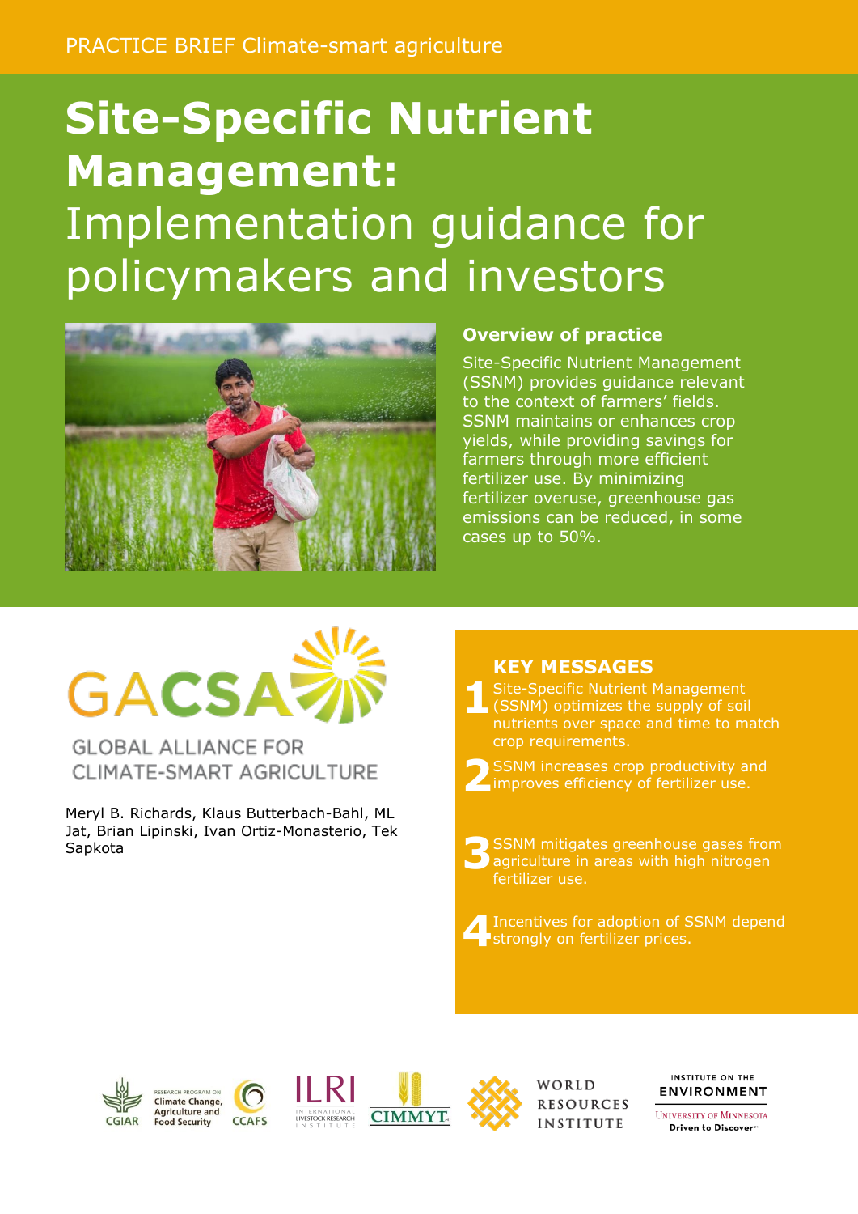PRACTICE BRIEF Climate-smart agriculture

# Site-Specific Nutrient Management: Implementation guidance for policymakers and investors

## Overview of practice

Site-Specific Nutrient Management (SSNM) provides guidance relevant to the context of farmers' fields. SSNM maintains or enhances crop yields, while providing savings for farmers through more efficient fertilizer use. By minimizing fertilizer overuse, greenhouse gas emissions can be reduced, in some cases up to 50%.

GACSA
GLOBAL ALLIANCE FOR CLIMATE-SMART AGRICULTURE

Meryl B. Richards, Klaus Butterbach-Bahl, ML Jat, Brian Lipinski, Ivan Ortiz-Monasterio, Tek Sapkota

## KEY MESSAGES

1. Site-Specific Nutrient Management (SSNM) optimizes the supply of soil nutrients over space and time to match crop requirements.
2. SSNM increases crop productivity and improves efficiency of fertilizer use.
3. SSNM mitigates greenhouse gases from agriculture in areas with high nitrogen fertilizer use.
4. Incentives for adoption of SSNM depend strongly on fertilizer prices.

CGIAR | Research Program on Climate Change, Agriculture and Food Security CCAFS | ILRI International Livestock Research Institute | CIMMYT | World Resources Institute | Institute on the Environment, University of Minnesota, Driven to Discover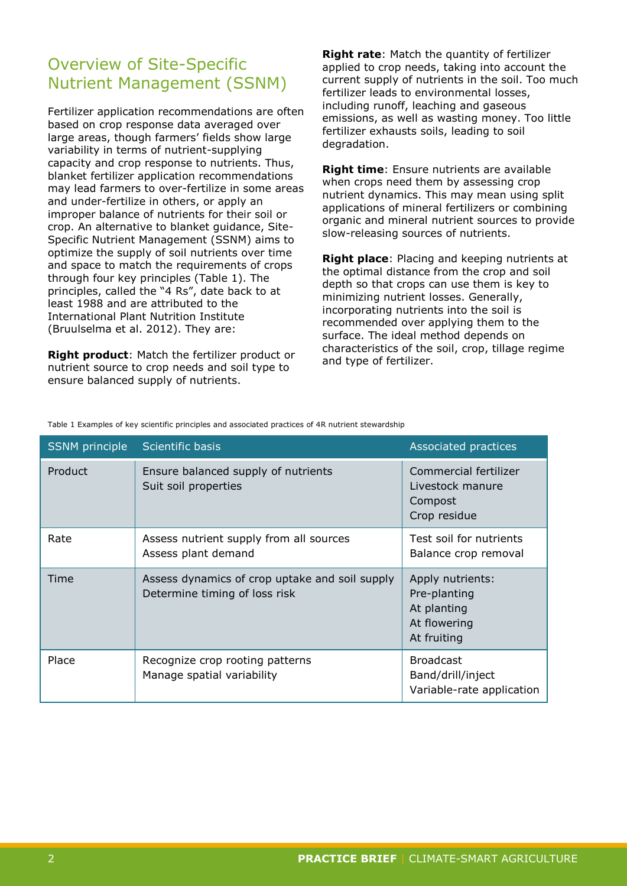## Overview of Site-Specific Nutrient Management (SSNM)

Fertilizer application recommendations are often based on crop response data averaged over large areas, though farmers' fields show large variability in terms of nutrient-supplying capacity and crop response to nutrients. Thus, blanket fertilizer application recommendations may lead farmers to over-fertilize in some areas and under-fertilize in others, or apply an improper balance of nutrients for their soil or crop. An alternative to blanket guidance, Site-Specific Nutrient Management (SSNM) aims to optimize the supply of soil nutrients over time and space to match the requirements of crops through four key principles (Table 1). The principles, called the "4 Rs", date back to at least 1988 and are attributed to the International Plant Nutrition Institute (Bruulselma et al. 2012). They are:

**Right product**: Match the fertilizer product or nutrient source to crop needs and soil type to ensure balanced supply of nutrients.

**Right rate**: Match the quantity of fertilizer applied to crop needs, taking into account the current supply of nutrients in the soil. Too much fertilizer leads to environmental losses, including runoff, leaching and gaseous emissions, as well as wasting money. Too little fertilizer exhausts soils, leading to soil degradation.

**Right time**: Ensure nutrients are available when crops need them by assessing crop nutrient dynamics. This may mean using split applications of mineral fertilizers or combining organic and mineral nutrient sources to provide slow-releasing sources of nutrients.

**Right place**: Placing and keeping nutrients at the optimal distance from the crop and soil depth so that crops can use them is key to minimizing nutrient losses. Generally, incorporating nutrients into the soil is recommended over applying them to the surface. The ideal method depends on characteristics of the soil, crop, tillage regime and type of fertilizer.

Table 1 Examples of key scientific principles and associated practices of 4R nutrient stewardship

| SSNM principle | Scientific basis | Associated practices |
|---|---|---|
| Product | Ensure balanced supply of nutrients<br>Suit soil properties | Commercial fertilizer<br>Livestock manure<br>Compost<br>Crop residue |
| Rate | Assess nutrient supply from all sources<br>Assess plant demand | Test soil for nutrients<br>Balance crop removal |
| Time | Assess dynamics of crop uptake and soil supply<br>Determine timing of loss risk | Apply nutrients:<br>Pre-planting<br>At planting<br>At flowering<br>At fruiting |
| Place | Recognize crop rooting patterns<br>Manage spatial variability | Broadcast<br>Band/drill/inject<br>Variable-rate application |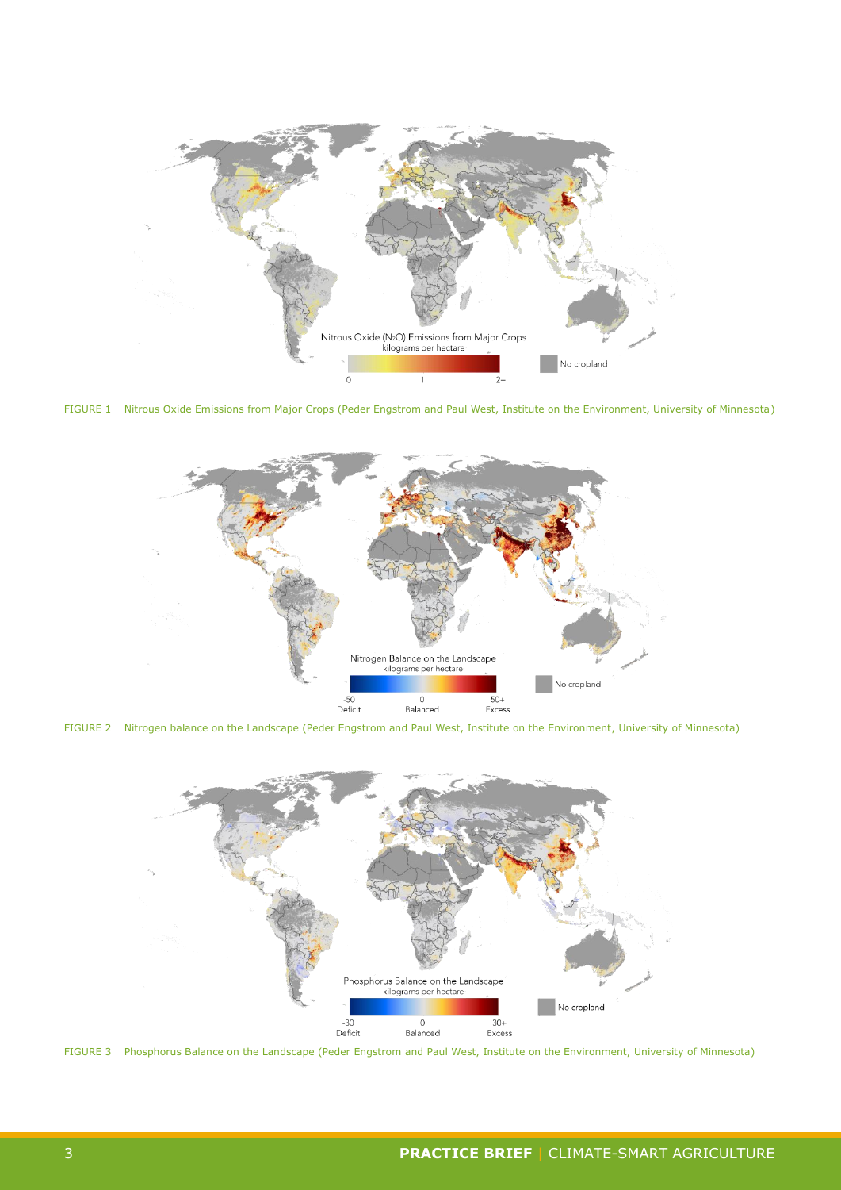FIGURE 1 Nitrous Oxide Emissions from Major Crops (Peder Engstrom and Paul West, Institute on the Environment, University of Minnesota)

FIGURE 2 Nitrogen balance on the Landscape (Peder Engstrom and Paul West, Institute on the Environment, University of Minnesota)

FIGURE 3 Phosphorus Balance on the Landscape (Peder Engstrom and Paul West, Institute on the Environment, University of Minnesota)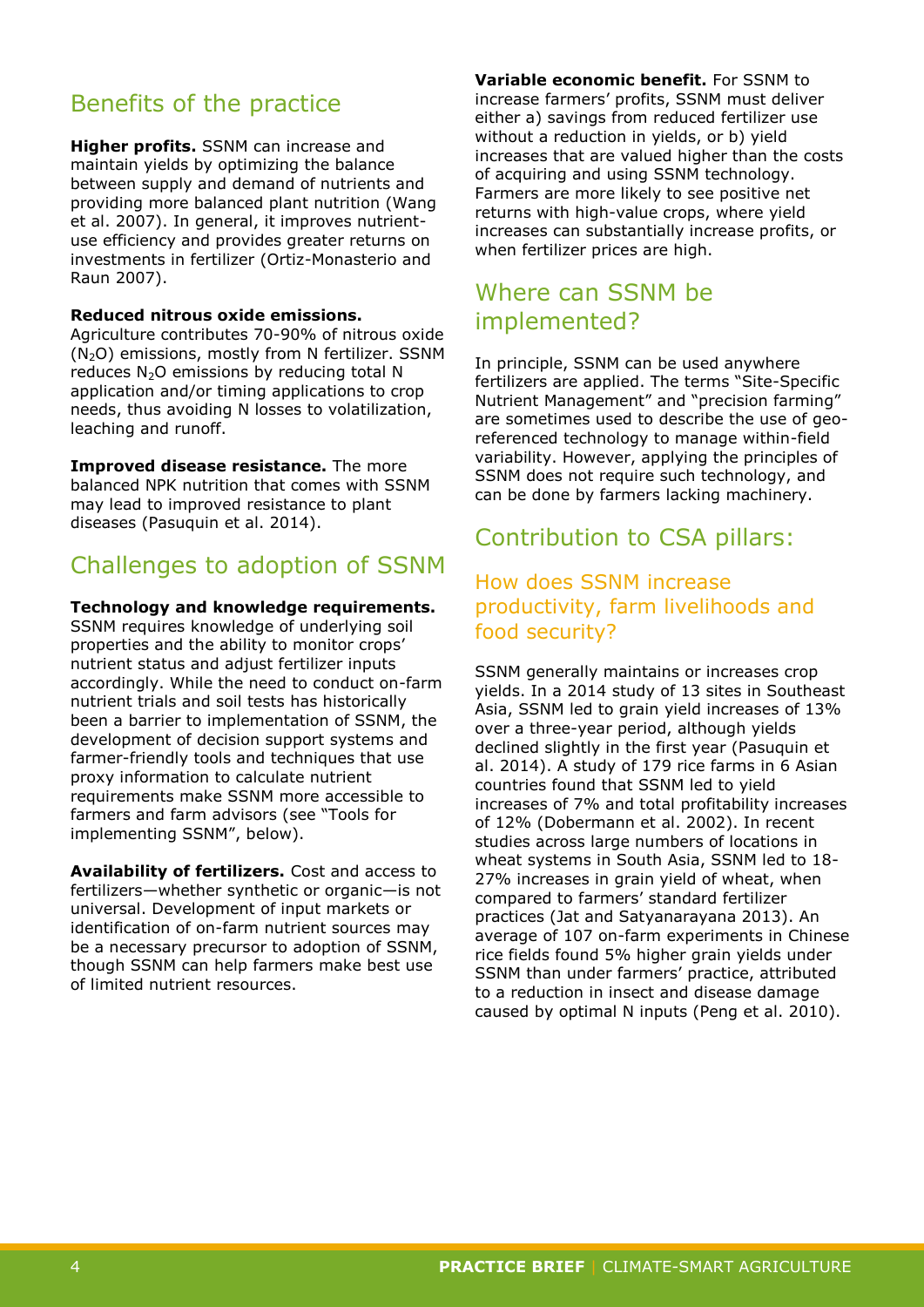## Benefits of the practice

**Higher profits.** SSNM can increase and maintain yields by optimizing the balance between supply and demand of nutrients and providing more balanced plant nutrition (Wang et al. 2007). In general, it improves nutrient-use efficiency and provides greater returns on investments in fertilizer (Ortiz-Monasterio and Raun 2007).

**Reduced nitrous oxide emissions.** Agriculture contributes 70-90% of nitrous oxide ($N_2O$) emissions, mostly from N fertilizer. SSNM reduces $N_2O$ emissions by reducing total N application and/or timing applications to crop needs, thus avoiding N losses to volatilization, leaching and runoff.

**Improved disease resistance.** The more balanced NPK nutrition that comes with SSNM may lead to improved resistance to plant diseases (Pasuquin et al. 2014).

## Challenges to adoption of SSNM

**Technology and knowledge requirements.** SSNM requires knowledge of underlying soil properties and the ability to monitor crops' nutrient status and adjust fertilizer inputs accordingly. While the need to conduct on-farm nutrient trials and soil tests has historically been a barrier to implementation of SSNM, the development of decision support systems and farmer-friendly tools and techniques that use proxy information to calculate nutrient requirements make SSNM more accessible to farmers and farm advisors (see "Tools for implementing SSNM", below).

**Availability of fertilizers.** Cost and access to fertilizers—whether synthetic or organic—is not universal. Development of input markets or identification of on-farm nutrient sources may be a necessary precursor to adoption of SSNM, though SSNM can help farmers make best use of limited nutrient resources.

**Variable economic benefit.** For SSNM to increase farmers' profits, SSNM must deliver either a) savings from reduced fertilizer use without a reduction in yields, or b) yield increases that are valued higher than the costs of acquiring and using SSNM technology. Farmers are more likely to see positive net returns with high-value crops, where yield increases can substantially increase profits, or when fertilizer prices are high.

## Where can SSNM be implemented?

In principle, SSNM can be used anywhere fertilizers are applied. The terms "Site-Specific Nutrient Management" and "precision farming" are sometimes used to describe the use of geo-referenced technology to manage within-field variability. However, applying the principles of SSNM does not require such technology, and can be done by farmers lacking machinery.

## Contribution to CSA pillars:

### How does SSNM increase productivity, farm livelihoods and food security?

SSNM generally maintains or increases crop yields. In a 2014 study of 13 sites in Southeast Asia, SSNM led to grain yield increases of 13% over a three-year period, although yields declined slightly in the first year (Pasuquin et al. 2014). A study of 179 rice farms in 6 Asian countries found that SSNM led to yield increases of 7% and total profitability increases of 12% (Dobermann et al. 2002). In recent studies across large numbers of locations in wheat systems in South Asia, SSNM led to 18-27% increases in grain yield of wheat, when compared to farmers' standard fertilizer practices (Jat and Satyanarayana 2013). An average of 107 on-farm experiments in Chinese rice fields found 5% higher grain yields under SSNM than under farmers' practice, attributed to a reduction in insect and disease damage caused by optimal N inputs (Peng et al. 2010).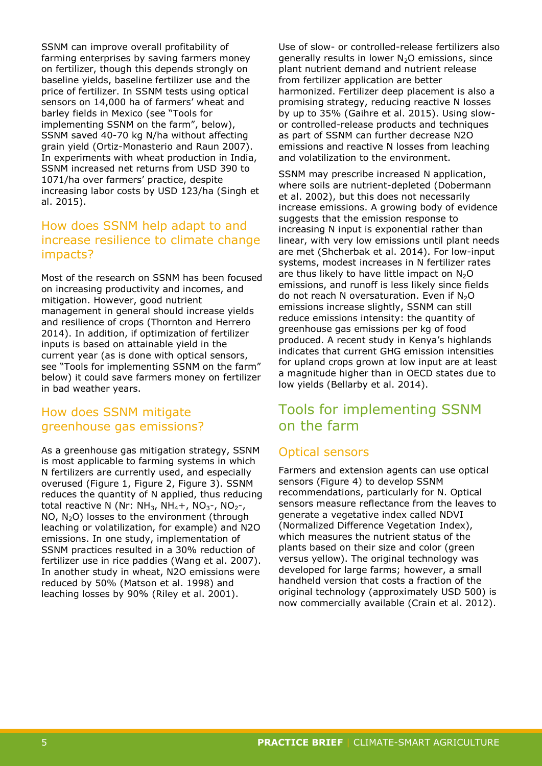SSNM can improve overall profitability of farming enterprises by saving farmers money on fertilizer, though this depends strongly on baseline yields, baseline fertilizer use and the price of fertilizer. In SSNM tests using optical sensors on 14,000 ha of farmers' wheat and barley fields in Mexico (see "Tools for implementing SSNM on the farm", below), SSNM saved 40-70 kg N/ha without affecting grain yield (Ortiz-Monasterio and Raun 2007). In experiments with wheat production in India, SSNM increased net returns from USD 390 to 1071/ha over farmers' practice, despite increasing labor costs by USD 123/ha (Singh et al. 2015).

### How does SSNM help adapt to and increase resilience to climate change impacts?

Most of the research on SSNM has been focused on increasing productivity and incomes, and mitigation. However, good nutrient management in general should increase yields and resilience of crops (Thornton and Herrero 2014). In addition, if optimization of fertilizer inputs is based on attainable yield in the current year (as is done with optical sensors, see "Tools for implementing SSNM on the farm" below) it could save farmers money on fertilizer in bad weather years.

### How does SSNM mitigate greenhouse gas emissions?

As a greenhouse gas mitigation strategy, SSNM is most applicable to farming systems in which N fertilizers are currently used, and especially overused (Figure 1, Figure 2, Figure 3). SSNM reduces the quantity of N applied, thus reducing total reactive N (Nr: $NH_3$, $NH_4$+, $NO_3$-, $NO_2$-, NO, $N_2O$) losses to the environment (through leaching or volatilization, for example) and N2O emissions. In one study, implementation of SSNM practices resulted in a 30% reduction of fertilizer use in rice paddies (Wang et al. 2007). In another study in wheat, N2O emissions were reduced by 50% (Matson et al. 1998) and leaching losses by 90% (Riley et al. 2001).

Use of slow- or controlled-release fertilizers also generally results in lower $N_2O$ emissions, since plant nutrient demand and nutrient release from fertilizer application are better harmonized. Fertilizer deep placement is also a promising strategy, reducing reactive N losses by up to 35% (Gaihre et al. 2015). Using slow- or controlled-release products and techniques as part of SSNM can further decrease N2O emissions and reactive N losses from leaching and volatilization to the environment.

SSNM may prescribe increased N application, where soils are nutrient-depleted (Dobermann et al. 2002), but this does not necessarily increase emissions. A growing body of evidence suggests that the emission response to increasing N input is exponential rather than linear, with very low emissions until plant needs are met (Shcherbak et al. 2014). For low-input systems, modest increases in N fertilizer rates are thus likely to have little impact on $N_2O$ emissions, and runoff is less likely since fields do not reach N oversaturation. Even if $N_2O$ emissions increase slightly, SSNM can still reduce emissions intensity: the quantity of greenhouse gas emissions per kg of food produced. A recent study in Kenya's highlands indicates that current GHG emission intensities for upland crops grown at low input are at least a magnitude higher than in OECD states due to low yields (Bellarby et al. 2014).

## Tools for implementing SSNM on the farm

### Optical sensors

Farmers and extension agents can use optical sensors (Figure 4) to develop SSNM recommendations, particularly for N. Optical sensors measure reflectance from the leaves to generate a vegetative index called NDVI (Normalized Difference Vegetation Index), which measures the nutrient status of the plants based on their size and color (green versus yellow). The original technology was developed for large farms; however, a small handheld version that costs a fraction of the original technology (approximately USD 500) is now commercially available (Crain et al. 2012).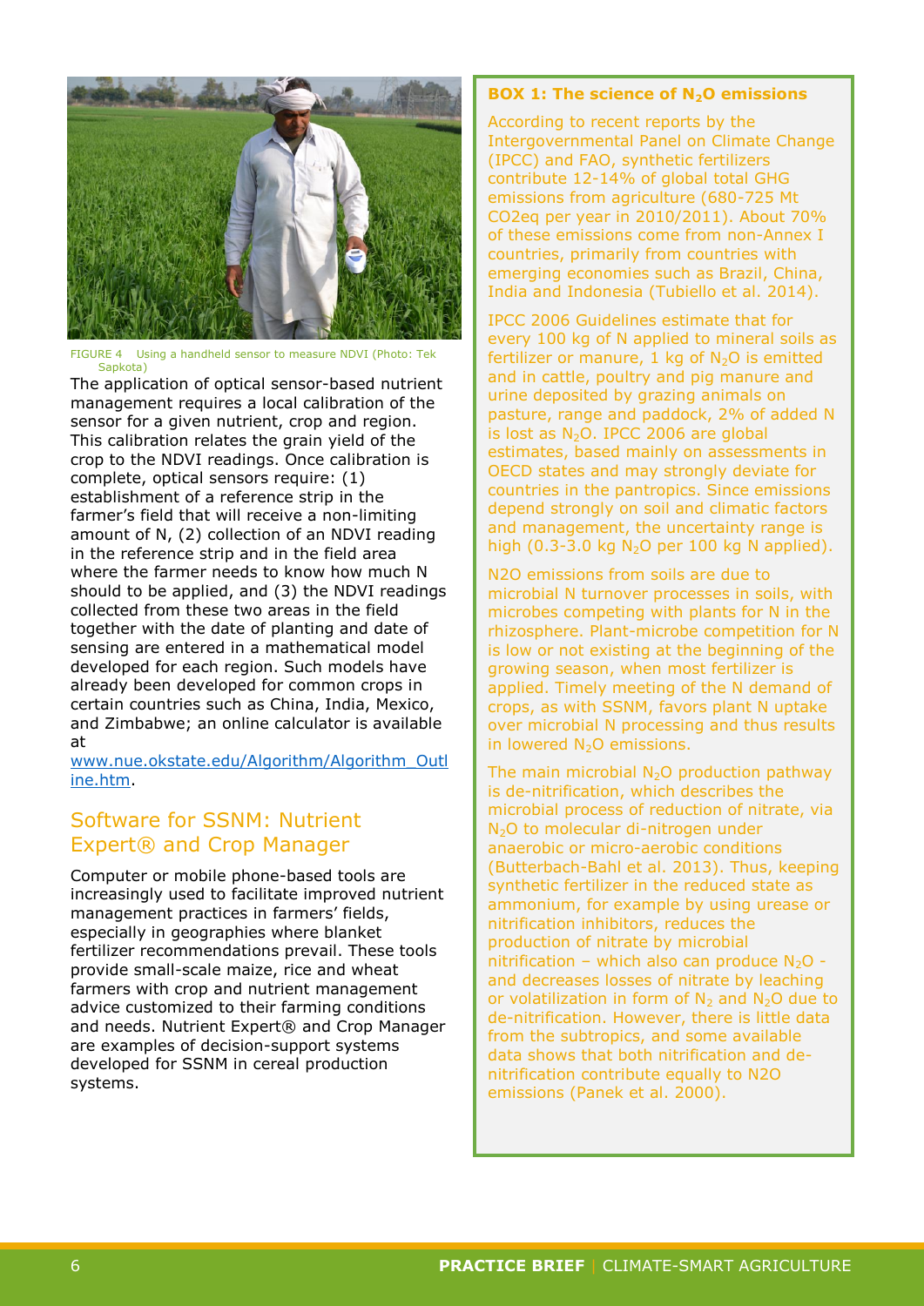FIGURE 4 Using a handheld sensor to measure NDVI (Photo: Tek Sapkota)

The application of optical sensor-based nutrient management requires a local calibration of the sensor for a given nutrient, crop and region. This calibration relates the grain yield of the crop to the NDVI readings. Once calibration is complete, optical sensors require: (1) establishment of a reference strip in the farmer's field that will receive a non-limiting amount of N, (2) collection of an NDVI reading in the reference strip and in the field area where the farmer needs to know how much N should to be applied, and (3) the NDVI readings collected from these two areas in the field together with the date of planting and date of sensing are entered in a mathematical model developed for each region. Such models have already been developed for common crops in certain countries such as China, India, Mexico, and Zimbabwe; an online calculator is available at [www.nue.okstate.edu/Algorithm/Algorithm_Outline.htm](www.nue.okstate.edu/Algorithm/Algorithm_Outline.htm).

## Software for SSNM: Nutrient Expert® and Crop Manager

Computer or mobile phone-based tools are increasingly used to facilitate improved nutrient management practices in farmers' fields, especially in geographies where blanket fertilizer recommendations prevail. These tools provide small-scale maize, rice and wheat farmers with crop and nutrient management advice customized to their farming conditions and needs. Nutrient Expert® and Crop Manager are examples of decision-support systems developed for SSNM in cereal production systems.

### BOX 1: The science of $N_2O$ emissions

According to recent reports by the Intergovernmental Panel on Climate Change (IPCC) and FAO, synthetic fertilizers contribute 12-14% of global total GHG emissions from agriculture (680-725 Mt CO2eq per year in 2010/2011). About 70% of these emissions come from non-Annex I countries, primarily from countries with emerging economies such as Brazil, China, India and Indonesia (Tubiello et al. 2014).

IPCC 2006 Guidelines estimate that for every 100 kg of N applied to mineral soils as fertilizer or manure, 1 kg of $N_2O$ is emitted and in cattle, poultry and pig manure and urine deposited by grazing animals on pasture, range and paddock, 2% of added N is lost as $N_2O$. IPCC 2006 are global estimates, based mainly on assessments in OECD states and may strongly deviate for countries in the pantropics. Since emissions depend strongly on soil and climatic factors and management, the uncertainty range is high (0.3-3.0 kg $N_2O$ per 100 kg N applied).

N2O emissions from soils are due to microbial N turnover processes in soils, with microbes competing with plants for N in the rhizosphere. Plant-microbe competition for N is low or not existing at the beginning of the growing season, when most fertilizer is applied. Timely meeting of the N demand of crops, as with SSNM, favors plant N uptake over microbial N processing and thus results in lowered $N_2O$ emissions.

The main microbial $N_2O$ production pathway is de-nitrification, which describes the microbial process of reduction of nitrate, via $N_2O$ to molecular di-nitrogen under anaerobic or micro-aerobic conditions (Butterbach-Bahl et al. 2013). Thus, keeping synthetic fertilizer in the reduced state as ammonium, for example by using urease or nitrification inhibitors, reduces the production of nitrate by microbial nitrification – which also can produce $N_2O$ - and decreases losses of nitrate by leaching or volatilization in form of $N_2$ and $N_2O$ due to de-nitrification. However, there is little data from the subtropics, and some available data shows that both nitrification and de-nitrification contribute equally to N2O emissions (Panek et al. 2000).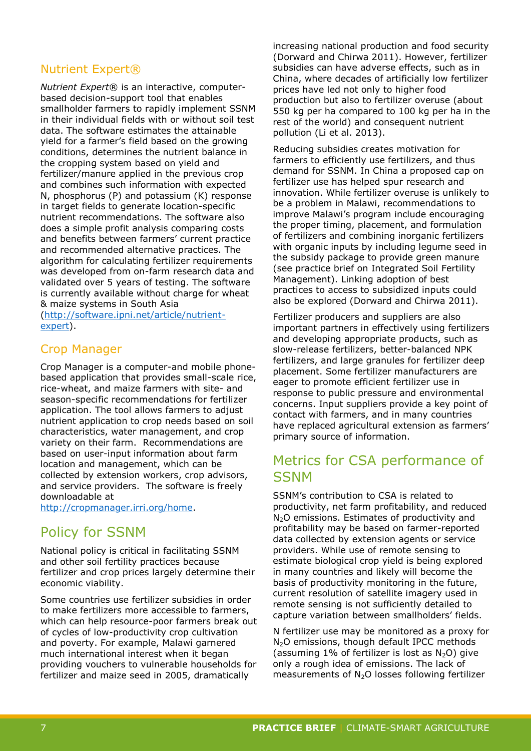## Nutrient Expert®

*Nutrient Expert®* is an interactive, computer-based decision-support tool that enables smallholder farmers to rapidly implement SSNM in their individual fields with or without soil test data. The software estimates the attainable yield for a farmer's field based on the growing conditions, determines the nutrient balance in the cropping system based on yield and fertilizer/manure applied in the previous crop and combines such information with expected N, phosphorus (P) and potassium (K) response in target fields to generate location-specific nutrient recommendations. The software also does a simple profit analysis comparing costs and benefits between farmers' current practice and recommended alternative practices. The algorithm for calculating fertilizer requirements was developed from on-farm research data and validated over 5 years of testing. The software is currently available without charge for wheat & maize systems in South Asia (http://software.ipni.net/article/nutrient-expert).

## Crop Manager

Crop Manager is a computer-and mobile phone-based application that provides small-scale rice, rice-wheat, and maize farmers with site- and season-specific recommendations for fertilizer application. The tool allows farmers to adjust nutrient application to crop needs based on soil characteristics, water management, and crop variety on their farm. Recommendations are based on user-input information about farm location and management, which can be collected by extension workers, crop advisors, and service providers. The software is freely downloadable at http://cropmanager.irri.org/home.

# Policy for SSNM

National policy is critical in facilitating SSNM and other soil fertility practices because fertilizer and crop prices largely determine their economic viability.

Some countries use fertilizer subsidies in order to make fertilizers more accessible to farmers, which can help resource-poor farmers break out of cycles of low-productivity crop cultivation and poverty. For example, Malawi garnered much international interest when it began providing vouchers to vulnerable households for fertilizer and maize seed in 2005, dramatically increasing national production and food security (Dorward and Chirwa 2011). However, fertilizer subsidies can have adverse effects, such as in China, where decades of artificially low fertilizer prices have led not only to higher food production but also to fertilizer overuse (about 550 kg per ha compared to 100 kg per ha in the rest of the world) and consequent nutrient pollution (Li et al. 2013).

Reducing subsidies creates motivation for farmers to efficiently use fertilizers, and thus demand for SSNM. In China a proposed cap on fertilizer use has helped spur research and innovation. While fertilizer overuse is unlikely to be a problem in Malawi, recommendations to improve Malawi's program include encouraging the proper timing, placement, and formulation of fertilizers and combining inorganic fertilizers with organic inputs by including legume seed in the subsidy package to provide green manure (see practice brief on Integrated Soil Fertility Management). Linking adoption of best practices to access to subsidized inputs could also be explored (Dorward and Chirwa 2011).

Fertilizer producers and suppliers are also important partners in effectively using fertilizers and developing appropriate products, such as slow-release fertilizers, better-balanced NPK fertilizers, and large granules for fertilizer deep placement. Some fertilizer manufacturers are eager to promote efficient fertilizer use in response to public pressure and environmental concerns. Input suppliers provide a key point of contact with farmers, and in many countries have replaced agricultural extension as farmers' primary source of information.

# Metrics for CSA performance of SSNM

SSNM's contribution to CSA is related to productivity, net farm profitability, and reduced $N_2O$ emissions. Estimates of productivity and profitability may be based on farmer-reported data collected by extension agents or service providers. While use of remote sensing to estimate biological crop yield is being explored in many countries and likely will become the basis of productivity monitoring in the future, current resolution of satellite imagery used in remote sensing is not sufficiently detailed to capture variation between smallholders' fields.

N fertilizer use may be monitored as a proxy for $N_2O$ emissions, though default IPCC methods (assuming 1% of fertilizer is lost as $N_2O$) give only a rough idea of emissions. The lack of measurements of $N_2O$ losses following fertilizer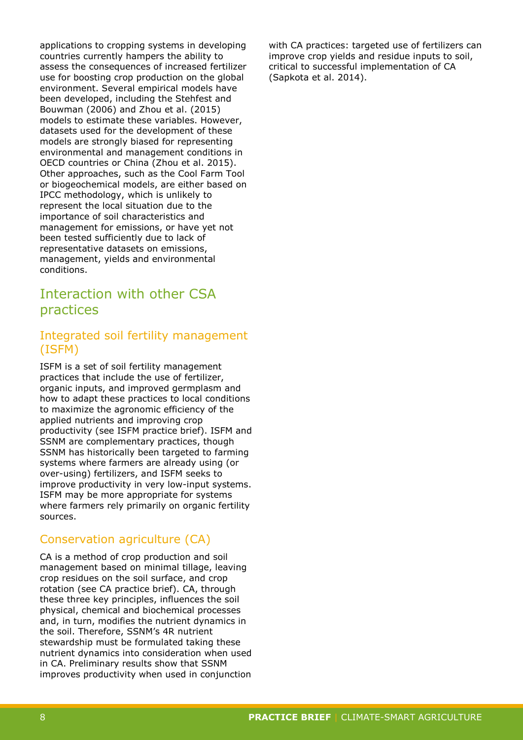applications to cropping systems in developing countries currently hampers the ability to assess the consequences of increased fertilizer use for boosting crop production on the global environment. Several empirical models have been developed, including the Stehfest and Bouwman (2006) and Zhou et al. (2015) models to estimate these variables. However, datasets used for the development of these models are strongly biased for representing environmental and management conditions in OECD countries or China (Zhou et al. 2015). Other approaches, such as the Cool Farm Tool or biogeochemical models, are either based on IPCC methodology, which is unlikely to represent the local situation due to the importance of soil characteristics and management for emissions, or have yet not been tested sufficiently due to lack of representative datasets on emissions, management, yields and environmental conditions.

## Interaction with other CSA practices

### Integrated soil fertility management (ISFM)

ISFM is a set of soil fertility management practices that include the use of fertilizer, organic inputs, and improved germplasm and how to adapt these practices to local conditions to maximize the agronomic efficiency of the applied nutrients and improving crop productivity (see ISFM practice brief). ISFM and SSNM are complementary practices, though SSNM has historically been targeted to farming systems where farmers are already using (or over-using) fertilizers, and ISFM seeks to improve productivity in very low-input systems. ISFM may be more appropriate for systems where farmers rely primarily on organic fertility sources.

### Conservation agriculture (CA)

CA is a method of crop production and soil management based on minimal tillage, leaving crop residues on the soil surface, and crop rotation (see CA practice brief). CA, through these three key principles, influences the soil physical, chemical and biochemical processes and, in turn, modifies the nutrient dynamics in the soil. Therefore, SSNM's 4R nutrient stewardship must be formulated taking these nutrient dynamics into consideration when used in CA. Preliminary results show that SSNM improves productivity when used in conjunction with CA practices: targeted use of fertilizers can improve crop yields and residue inputs to soil, critical to successful implementation of CA (Sapkota et al. 2014).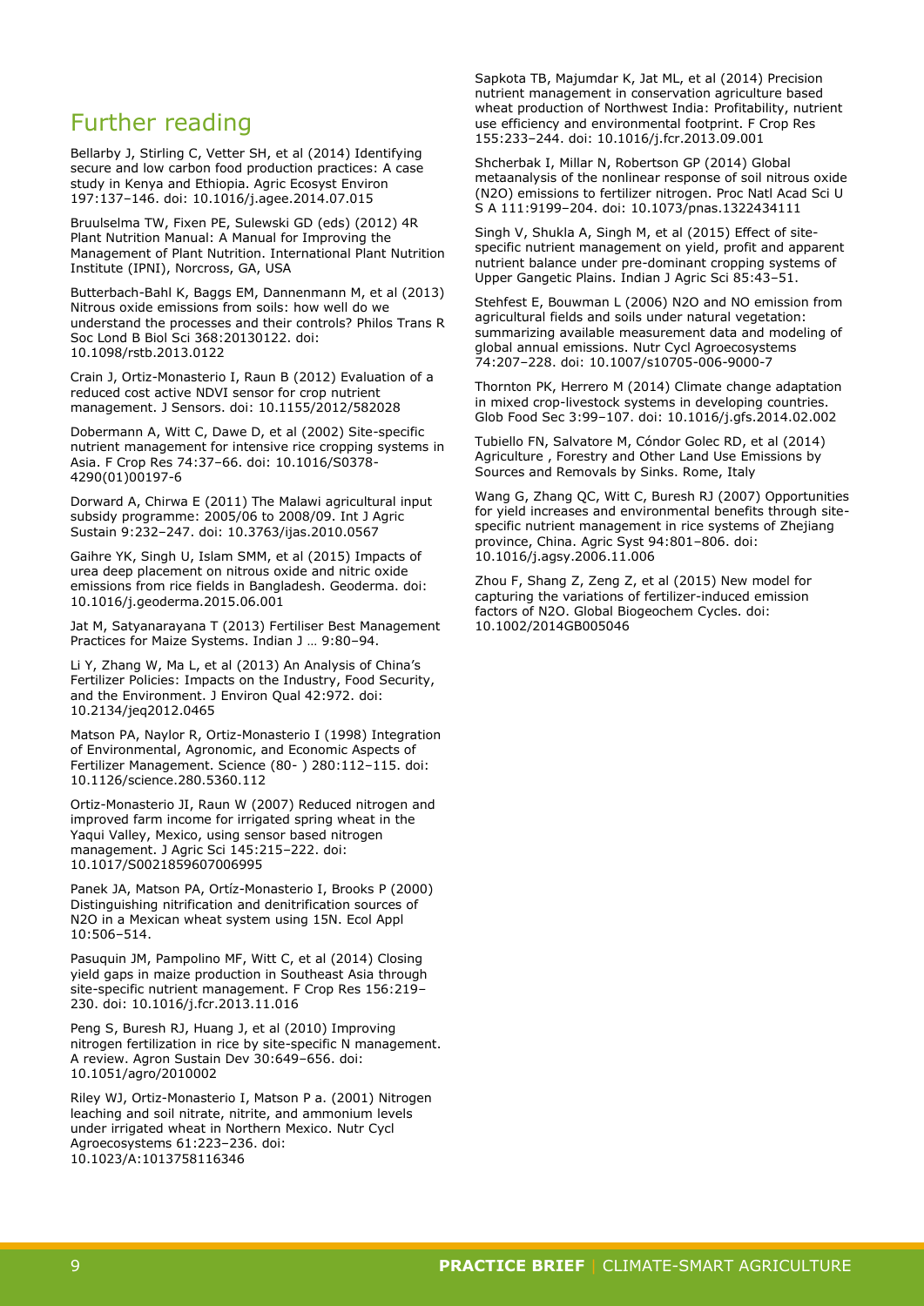## Further reading

Bellarby J, Stirling C, Vetter SH, et al (2014) Identifying secure and low carbon food production practices: A case study in Kenya and Ethiopia. Agric Ecosyst Environ 197:137–146. doi: 10.1016/j.agee.2014.07.015

Bruulselma TW, Fixen PE, Sulewski GD (eds) (2012) 4R Plant Nutrition Manual: A Manual for Improving the Management of Plant Nutrition. International Plant Nutrition Institute (IPNI), Norcross, GA, USA

Butterbach-Bahl K, Baggs EM, Dannenmann M, et al (2013) Nitrous oxide emissions from soils: how well do we understand the processes and their controls? Philos Trans R Soc Lond B Biol Sci 368:20130122. doi: 10.1098/rstb.2013.0122

Crain J, Ortiz-Monasterio I, Raun B (2012) Evaluation of a reduced cost active NDVI sensor for crop nutrient management. J Sensors. doi: 10.1155/2012/582028

Dobermann A, Witt C, Dawe D, et al (2002) Site-specific nutrient management for intensive rice cropping systems in Asia. F Crop Res 74:37–66. doi: 10.1016/S0378-4290(01)00197-6

Dorward A, Chirwa E (2011) The Malawi agricultural input subsidy programme: 2005/06 to 2008/09. Int J Agric Sustain 9:232–247. doi: 10.3763/ijas.2010.0567

Gaihre YK, Singh U, Islam SMM, et al (2015) Impacts of urea deep placement on nitrous oxide and nitric oxide emissions from rice fields in Bangladesh. Geoderma. doi: 10.1016/j.geoderma.2015.06.001

Jat M, Satyanarayana T (2013) Fertiliser Best Management Practices for Maize Systems. Indian J … 9:80–94.

Li Y, Zhang W, Ma L, et al (2013) An Analysis of China's Fertilizer Policies: Impacts on the Industry, Food Security, and the Environment. J Environ Qual 42:972. doi: 10.2134/jeq2012.0465

Matson PA, Naylor R, Ortiz-Monasterio I (1998) Integration of Environmental, Agronomic, and Economic Aspects of Fertilizer Management. Science (80- ) 280:112–115. doi: 10.1126/science.280.5360.112

Ortiz-Monasterio JI, Raun W (2007) Reduced nitrogen and improved farm income for irrigated spring wheat in the Yaqui Valley, Mexico, using sensor based nitrogen management. J Agric Sci 145:215–222. doi: 10.1017/S0021859607006995

Panek JA, Matson PA, Ortíz-Monasterio I, Brooks P (2000) Distinguishing nitrification and denitrification sources of N2O in a Mexican wheat system using 15N. Ecol Appl 10:506–514.

Pasuquin JM, Pampolino MF, Witt C, et al (2014) Closing yield gaps in maize production in Southeast Asia through site-specific nutrient management. F Crop Res 156:219–230. doi: 10.1016/j.fcr.2013.11.016

Peng S, Buresh RJ, Huang J, et al (2010) Improving nitrogen fertilization in rice by site-specific N management. A review. Agron Sustain Dev 30:649–656. doi: 10.1051/agro/2010002

Riley WJ, Ortiz-Monasterio I, Matson P a. (2001) Nitrogen leaching and soil nitrate, nitrite, and ammonium levels under irrigated wheat in Northern Mexico. Nutr Cycl Agroecosystems 61:223–236. doi: 10.1023/A:1013758116346

Sapkota TB, Majumdar K, Jat ML, et al (2014) Precision nutrient management in conservation agriculture based wheat production of Northwest India: Profitability, nutrient use efficiency and environmental footprint. F Crop Res 155:233–244. doi: 10.1016/j.fcr.2013.09.001

Shcherbak I, Millar N, Robertson GP (2014) Global metaanalysis of the nonlinear response of soil nitrous oxide (N2O) emissions to fertilizer nitrogen. Proc Natl Acad Sci U S A 111:9199–204. doi: 10.1073/pnas.1322434111

Singh V, Shukla A, Singh M, et al (2015) Effect of site-specific nutrient management on yield, profit and apparent nutrient balance under pre-dominant cropping systems of Upper Gangetic Plains. Indian J Agric Sci 85:43–51.

Stehfest E, Bouwman L (2006) N2O and NO emission from agricultural fields and soils under natural vegetation: summarizing available measurement data and modeling of global annual emissions. Nutr Cycl Agroecosystems 74:207–228. doi: 10.1007/s10705-006-9000-7

Thornton PK, Herrero M (2014) Climate change adaptation in mixed crop-livestock systems in developing countries. Glob Food Sec 3:99–107. doi: 10.1016/j.gfs.2014.02.002

Tubiello FN, Salvatore M, Cóndor Golec RD, et al (2014) Agriculture , Forestry and Other Land Use Emissions by Sources and Removals by Sinks. Rome, Italy

Wang G, Zhang QC, Witt C, Buresh RJ (2007) Opportunities for yield increases and environmental benefits through site-specific nutrient management in rice systems of Zhejiang province, China. Agric Syst 94:801–806. doi: 10.1016/j.agsy.2006.11.006

Zhou F, Shang Z, Zeng Z, et al (2015) New model for capturing the variations of fertilizer-induced emission factors of N2O. Global Biogeochem Cycles. doi: 10.1002/2014GB005046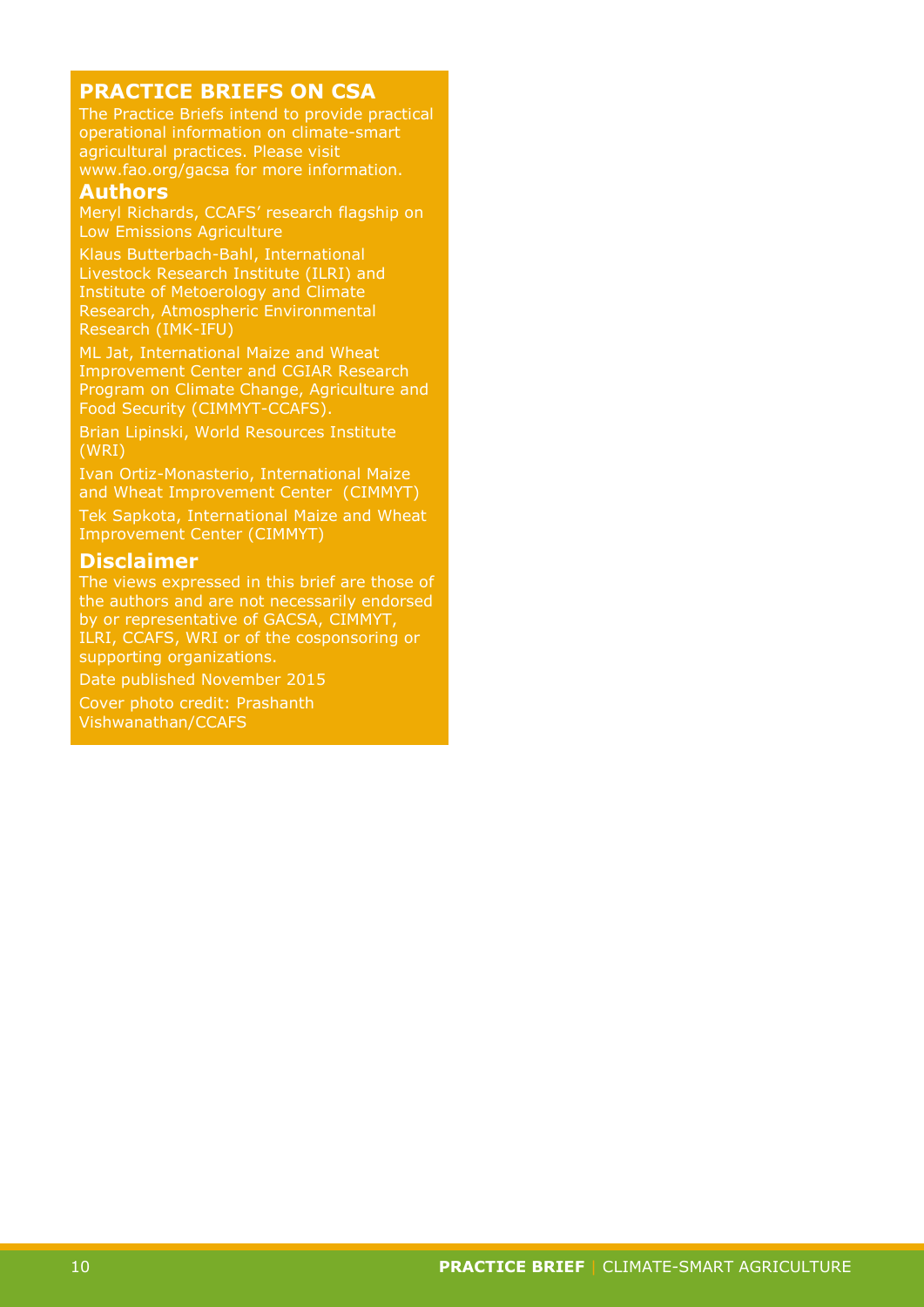## PRACTICE BRIEFS ON CSA

The Practice Briefs intend to provide practical operational information on climate-smart agricultural practices. Please visit www.fao.org/gacsa for more information.

### Authors

Meryl Richards, CCAFS' research flagship on Low Emissions Agriculture

Klaus Butterbach-Bahl, International Livestock Research Institute (ILRI) and Institute of Metoerology and Climate Research, Atmospheric Environmental Research (IMK-IFU)

ML Jat, International Maize and Wheat Improvement Center and CGIAR Research Program on Climate Change, Agriculture and Food Security (CIMMYT-CCAFS).

Brian Lipinski, World Resources Institute (WRI)

Ivan Ortiz-Monasterio, International Maize and Wheat Improvement Center (CIMMYT)

Tek Sapkota, International Maize and Wheat Improvement Center (CIMMYT)

### Disclaimer

The views expressed in this brief are those of the authors and are not necessarily endorsed by or representative of GACSA, CIMMYT, ILRI, CCAFS, WRI or of the cosponsoring or supporting organizations.

Date published November 2015

Cover photo credit: Prashanth Vishwanathan/CCAFS